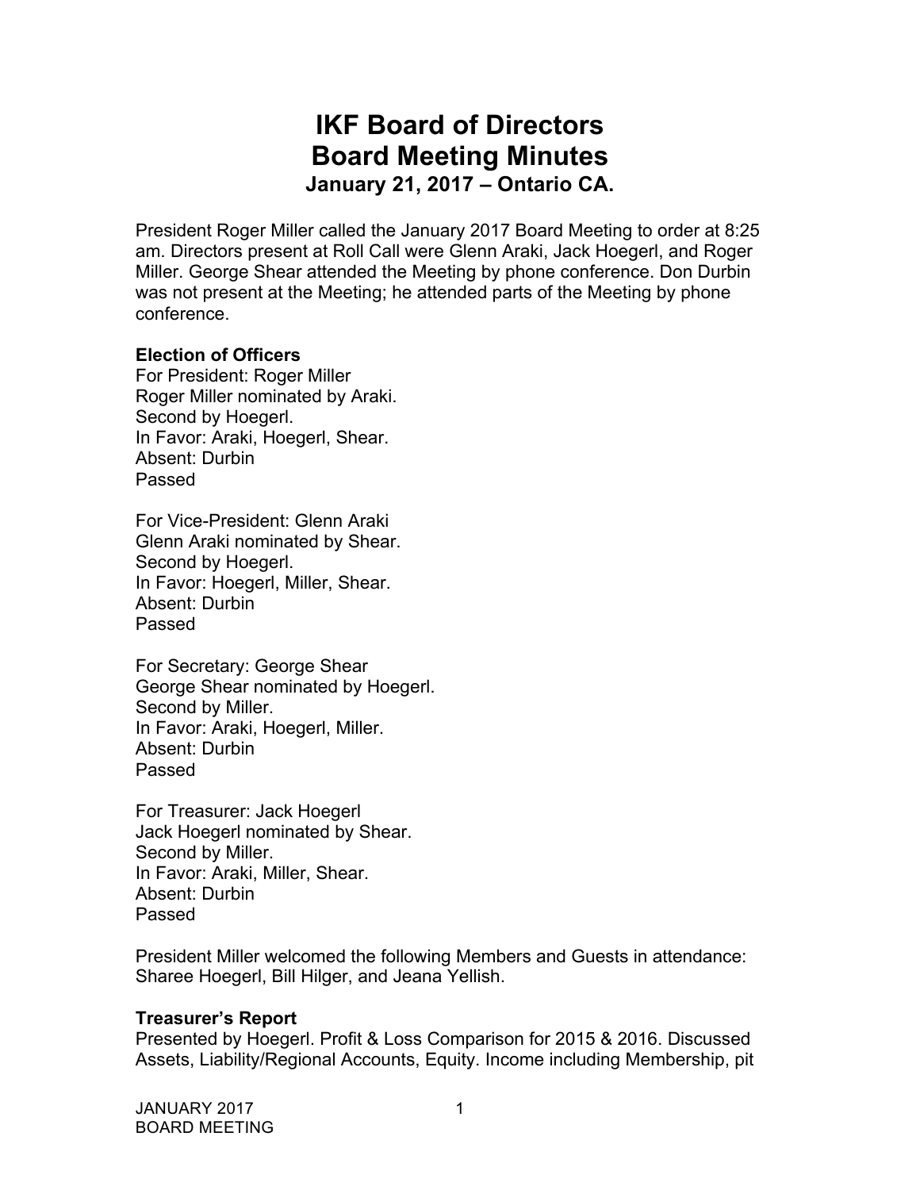# IKF Board of Directors
# Board Meeting Minutes
### January 21, 2017 – Ontario CA.

President Roger Miller called the January 2017 Board Meeting to order at 8:25 am. Directors present at Roll Call were Glenn Araki, Jack Hoegerl, and Roger Miller. George Shear attended the Meeting by phone conference. Don Durbin was not present at the Meeting; he attended parts of the Meeting by phone conference.

**Election of Officers**
For President: Roger Miller
Roger Miller nominated by Araki.
Second by Hoegerl.
In Favor: Araki, Hoegerl, Shear.
Absent: Durbin
Passed

For Vice-President: Glenn Araki
Glenn Araki nominated by Shear.
Second by Hoegerl.
In Favor: Hoegerl, Miller, Shear.
Absent: Durbin
Passed

For Secretary: George Shear
George Shear nominated by Hoegerl.
Second by Miller.
In Favor: Araki, Hoegerl, Miller.
Absent: Durbin
Passed

For Treasurer: Jack Hoegerl
Jack Hoegerl nominated by Shear.
Second by Miller.
In Favor: Araki, Miller, Shear.
Absent: Durbin
Passed

President Miller welcomed the following Members and Guests in attendance: Sharee Hoegerl, Bill Hilger, and Jeana Yellish.

**Treasurer's Report**
Presented by Hoegerl. Profit & Loss Comparison for 2015 & 2016. Discussed Assets, Liability/Regional Accounts, Equity. Income including Membership, pit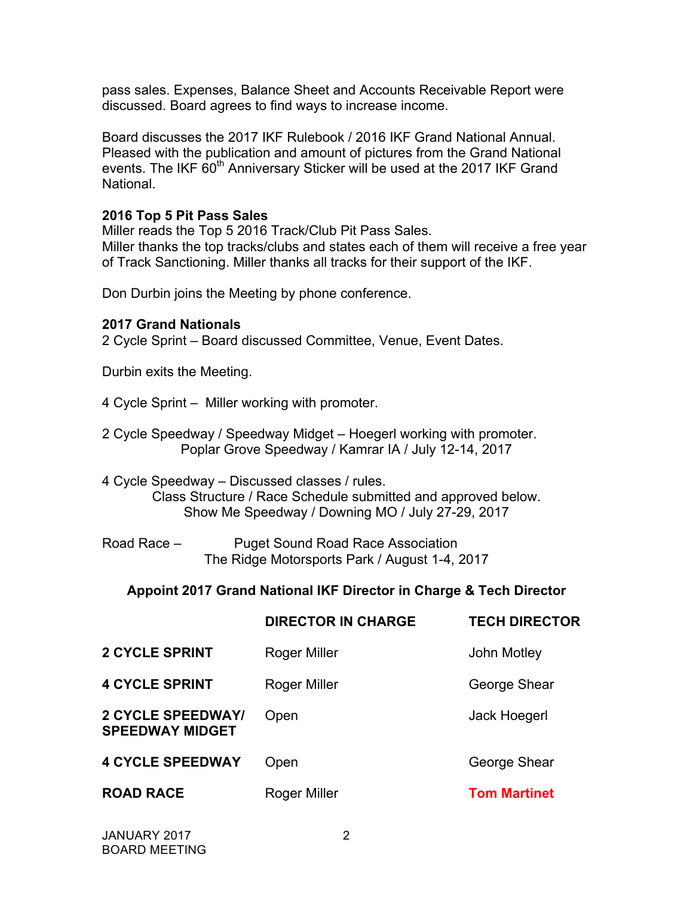pass sales. Expenses, Balance Sheet and Accounts Receivable Report were discussed. Board agrees to find ways to increase income.

Board discusses the 2017 IKF Rulebook / 2016 IKF Grand National Annual. Pleased with the publication and amount of pictures from the Grand National events. The IKF 60th Anniversary Sticker will be used at the 2017 IKF Grand National.

**2016 Top 5 Pit Pass Sales**

Miller reads the Top 5 2016 Track/Club Pit Pass Sales.
Miller thanks the top tracks/clubs and states each of them will receive a free year of Track Sanctioning. Miller thanks all tracks for their support of the IKF.

Don Durbin joins the Meeting by phone conference.

**2017 Grand Nationals**

2 Cycle Sprint – Board discussed Committee, Venue, Event Dates.

Durbin exits the Meeting.

4 Cycle Sprint – Miller working with promoter.

2 Cycle Speedway / Speedway Midget – Hoegerl working with promoter.
Poplar Grove Speedway / Kamrar IA / July 12-14, 2017

4 Cycle Speedway – Discussed classes / rules.
Class Structure / Race Schedule submitted and approved below.
Show Me Speedway / Downing MO / July 27-29, 2017

Road Race – Puget Sound Road Race Association
The Ridge Motorsports Park / August 1-4, 2017

**Appoint 2017 Grand National IKF Director in Charge & Tech Director**

| | DIRECTOR IN CHARGE | TECH DIRECTOR |
|---|---|---|
| **2 CYCLE SPRINT** | Roger Miller | John Motley |
| **4 CYCLE SPRINT** | Roger Miller | George Shear |
| **2 CYCLE SPEEDWAY/ SPEEDWAY MIDGET** | Open | Jack Hoegerl |
| **4 CYCLE SPEEDWAY** | Open | George Shear |
| **ROAD RACE** | Roger Miller | **Tom Martinet** |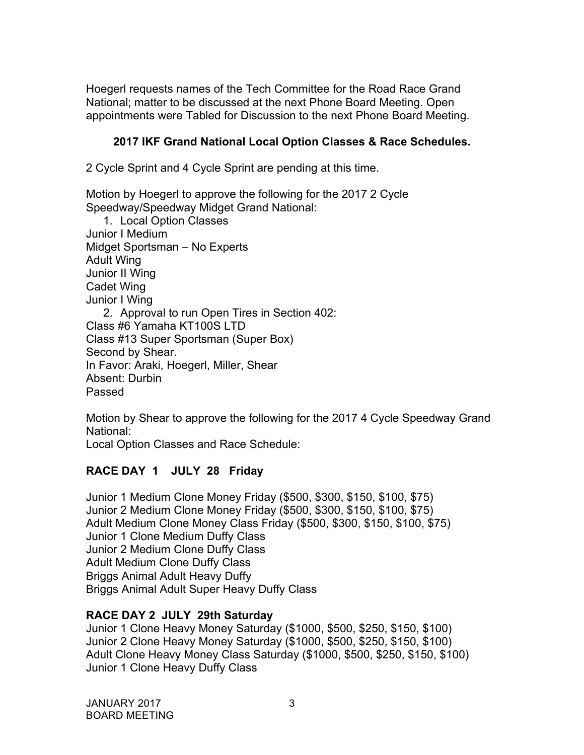Hoegerl requests names of the Tech Committee for the Road Race Grand National; matter to be discussed at the next Phone Board Meeting. Open appointments were Tabled for Discussion to the next Phone Board Meeting.

### 2017 IKF Grand National Local Option Classes & Race Schedules.

2 Cycle Sprint and 4 Cycle Sprint are pending at this time.

Motion by Hoegerl to approve the following for the 2017 2 Cycle Speedway/Speedway Midget Grand National:

1. Local Option Classes

Junior I Medium
Midget Sportsman – No Experts
Adult Wing
Junior II Wing
Cadet Wing
Junior I Wing

2. Approval to run Open Tires in Section 402:

Class #6 Yamaha KT100S LTD
Class #13 Super Sportsman (Super Box)
Second by Shear.
In Favor: Araki, Hoegerl, Miller, Shear
Absent: Durbin
Passed

Motion by Shear to approve the following for the 2017 4 Cycle Speedway Grand National:
Local Option Classes and Race Schedule:

**RACE DAY 1 JULY 28 Friday**

Junior 1 Medium Clone Money Friday ($500, $300, $150, $100, $75)
Junior 2 Medium Clone Money Friday ($500, $300, $150, $100, $75)
Adult Medium Clone Money Class Friday ($500, $300, $150, $100, $75)
Junior 1 Clone Medium Duffy Class
Junior 2 Medium Clone Duffy Class
Adult Medium Clone Duffy Class
Briggs Animal Adult Heavy Duffy
Briggs Animal Adult Super Heavy Duffy Class

**RACE DAY 2 JULY 29th Saturday**

Junior 1 Clone Heavy Money Saturday ($1000, $500, $250, $150, $100)
Junior 2 Clone Heavy Money Saturday ($1000, $500, $250, $150, $100)
Adult Clone Heavy Money Class Saturday ($1000, $500, $250, $150, $100)
Junior 1 Clone Heavy Duffy Class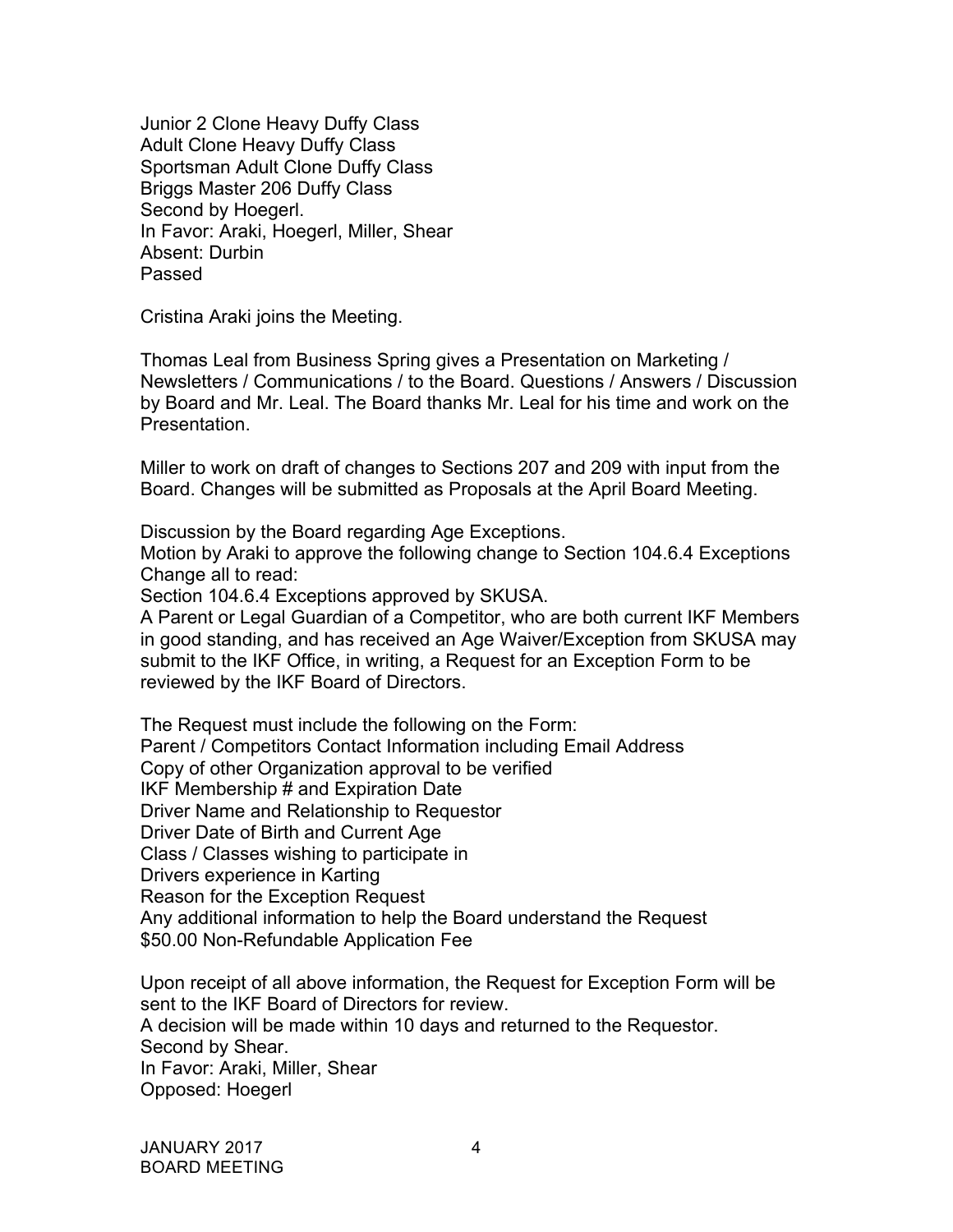Junior 2 Clone Heavy Duffy Class
Adult Clone Heavy Duffy Class
Sportsman Adult Clone Duffy Class
Briggs Master 206 Duffy Class
Second by Hoegerl.
In Favor: Araki, Hoegerl, Miller, Shear
Absent: Durbin
Passed

Cristina Araki joins the Meeting.

Thomas Leal from Business Spring gives a Presentation on Marketing / Newsletters / Communications / to the Board. Questions / Answers / Discussion by Board and Mr. Leal. The Board thanks Mr. Leal for his time and work on the Presentation.

Miller to work on draft of changes to Sections 207 and 209 with input from the Board. Changes will be submitted as Proposals at the April Board Meeting.

Discussion by the Board regarding Age Exceptions.
Motion by Araki to approve the following change to Section 104.6.4 Exceptions
Change all to read:
Section 104.6.4 Exceptions approved by SKUSA.
A Parent or Legal Guardian of a Competitor, who are both current IKF Members in good standing, and has received an Age Waiver/Exception from SKUSA may submit to the IKF Office, in writing, a Request for an Exception Form to be reviewed by the IKF Board of Directors.

The Request must include the following on the Form:
Parent / Competitors Contact Information including Email Address
Copy of other Organization approval to be verified
IKF Membership # and Expiration Date
Driver Name and Relationship to Requestor
Driver Date of Birth and Current Age
Class / Classes wishing to participate in
Drivers experience in Karting
Reason for the Exception Request
Any additional information to help the Board understand the Request
$50.00 Non-Refundable Application Fee

Upon receipt of all above information, the Request for Exception Form will be sent to the IKF Board of Directors for review.
A decision will be made within 10 days and returned to the Requestor.
Second by Shear.
In Favor: Araki, Miller, Shear
Opposed: Hoegerl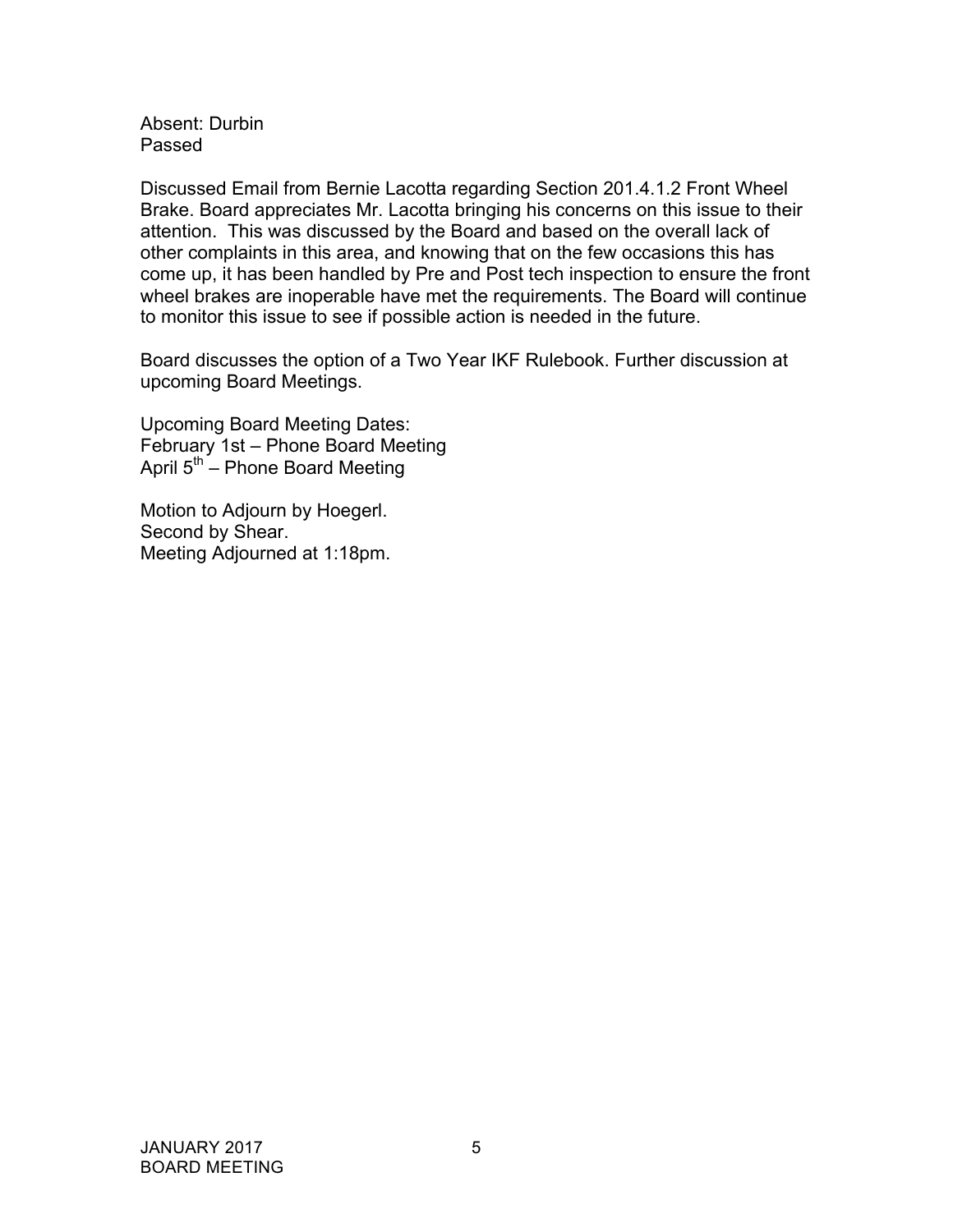Absent: Durbin
Passed

Discussed Email from Bernie Lacotta regarding Section 201.4.1.2 Front Wheel Brake. Board appreciates Mr. Lacotta bringing his concerns on this issue to their attention. This was discussed by the Board and based on the overall lack of other complaints in this area, and knowing that on the few occasions this has come up, it has been handled by Pre and Post tech inspection to ensure the front wheel brakes are inoperable have met the requirements. The Board will continue to monitor this issue to see if possible action is needed in the future.

Board discusses the option of a Two Year IKF Rulebook. Further discussion at upcoming Board Meetings.

Upcoming Board Meeting Dates:
February 1st – Phone Board Meeting
April 5th – Phone Board Meeting

Motion to Adjourn by Hoegerl.
Second by Shear.
Meeting Adjourned at 1:18pm.